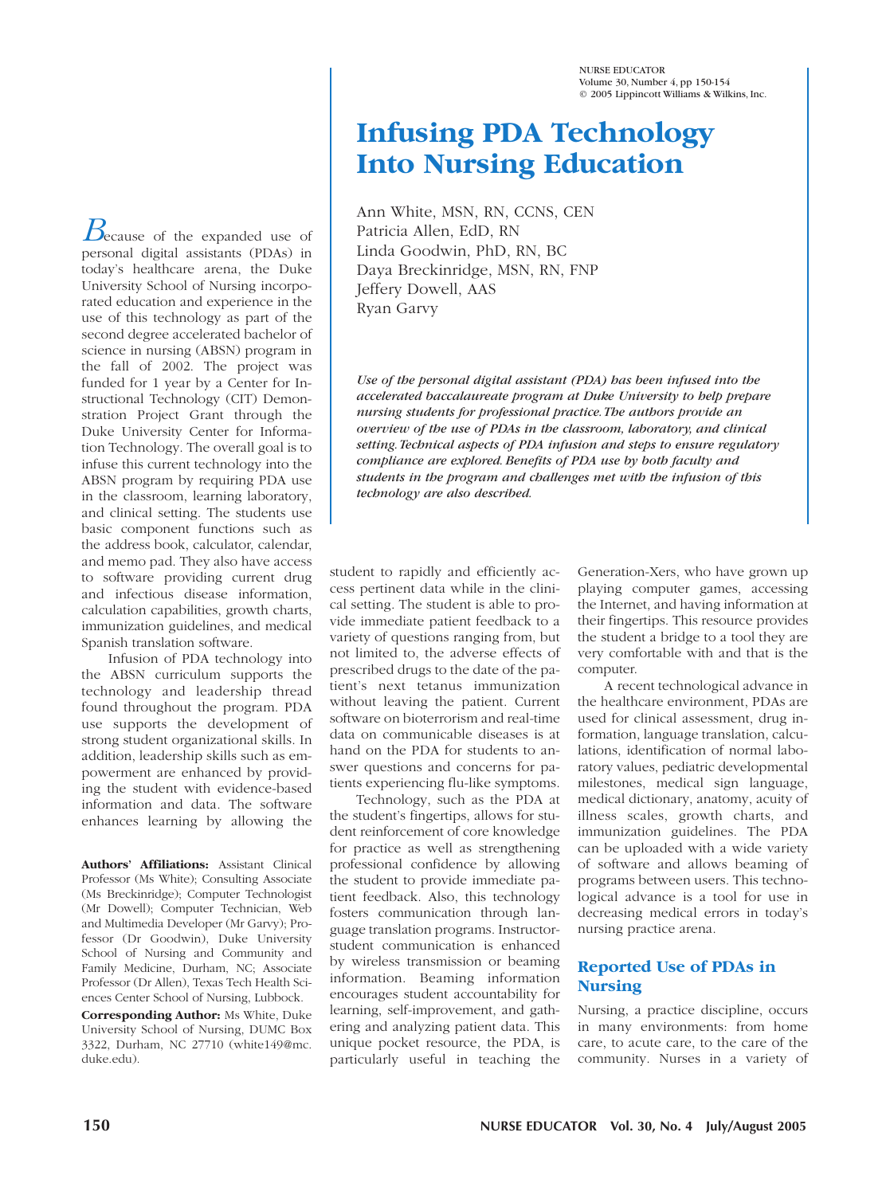# Infusing PDA Technology Into Nursing Education

Ann White, MSN, RN, CCNS, CEN
Patricia Allen, EdD, RN
Linda Goodwin, PhD, RN, BC
Daya Breckinridge, MSN, RN, FNP
Jeffery Dowell, AAS
Ryan Garvy

*Use of the personal digital assistant (PDA) has been infused into the accelerated baccalaureate program at Duke University to help prepare nursing students for professional practice. The authors provide an overview of the use of PDAs in the classroom, laboratory, and clinical setting. Technical aspects of PDA infusion and steps to ensure regulatory compliance are explored. Benefits of PDA use by both faculty and students in the program and challenges met with the infusion of this technology are also described.*

Because of the expanded use of personal digital assistants (PDAs) in today's healthcare arena, the Duke University School of Nursing incorporated education and experience in the use of this technology as part of the second degree accelerated bachelor of science in nursing (ABSN) program in the fall of 2002. The project was funded for 1 year by a Center for Instructional Technology (CIT) Demonstration Project Grant through the Duke University Center for Information Technology. The overall goal is to infuse this current technology into the ABSN program by requiring PDA use in the classroom, learning laboratory, and clinical setting. The students use basic component functions such as the address book, calculator, calendar, and memo pad. They also have access to software providing current drug and infectious disease information, calculation capabilities, growth charts, immunization guidelines, and medical Spanish translation software.

Infusion of PDA technology into the ABSN curriculum supports the technology and leadership thread found throughout the program. PDA use supports the development of strong student organizational skills. In addition, leadership skills such as empowerment are enhanced by providing the student with evidence-based information and data. The software enhances learning by allowing the student to rapidly and efficiently access pertinent data while in the clinical setting. The student is able to provide immediate patient feedback to a variety of questions ranging from, but not limited to, the adverse effects of prescribed drugs to the date of the patient's next tetanus immunization without leaving the patient. Current software on bioterrorism and real-time data on communicable diseases is at hand on the PDA for students to answer questions and concerns for patients experiencing flu-like symptoms.

Technology, such as the PDA at the student's fingertips, allows for student reinforcement of core knowledge for practice as well as strengthening professional confidence by allowing the student to provide immediate patient feedback. Also, this technology fosters communication through language translation programs. Instructor-student communication is enhanced by wireless transmission or beaming information. Beaming information encourages student accountability for learning, self-improvement, and gathering and analyzing patient data. This unique pocket resource, the PDA, is particularly useful in teaching the Generation-Xers, who have grown up playing computer games, accessing the Internet, and having information at their fingertips. This resource provides the student a bridge to a tool they are very comfortable with and that is the computer.

A recent technological advance in the healthcare environment, PDAs are used for clinical assessment, drug information, language translation, calculations, identification of normal laboratory values, pediatric developmental milestones, medical sign language, medical dictionary, anatomy, acuity of illness scales, growth charts, and immunization guidelines. The PDA can be uploaded with a wide variety of software and allows beaming of programs between users. This technological advance is a tool for use in decreasing medical errors in today's nursing practice arena.

## Reported Use of PDAs in Nursing

Nursing, a practice discipline, occurs in many environments: from home care, to acute care, to the care of the community. Nurses in a variety of

**Authors' Affiliations:** Assistant Clinical Professor (Ms White); Consulting Associate (Ms Breckinridge); Computer Technologist (Mr Dowell); Computer Technician, Web and Multimedia Developer (Mr Garvy); Professor (Dr Goodwin), Duke University School of Nursing and Community and Family Medicine, Durham, NC; Associate Professor (Dr Allen), Texas Tech Health Sciences Center School of Nursing, Lubbock.

**Corresponding Author:** Ms White, Duke University School of Nursing, DUMC Box 3322, Durham, NC 27710 (white149@mc.duke.edu).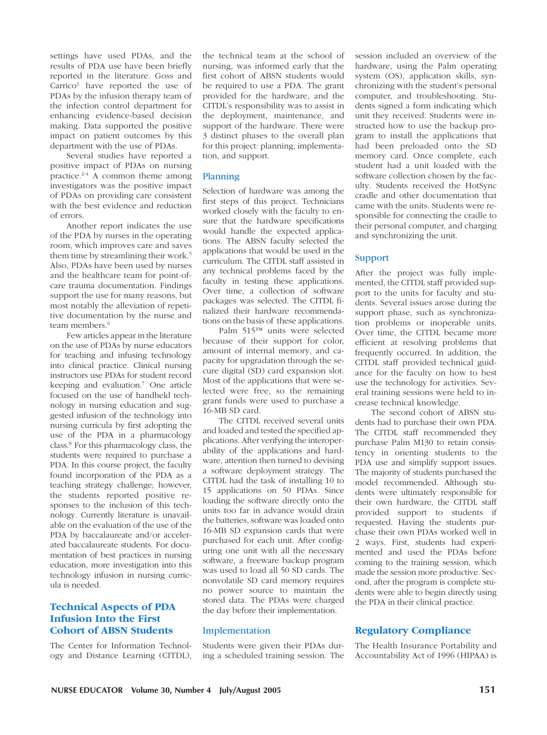settings have used PDAs, and the results of PDA use have been briefly reported in the literature. Goss and Carrico[1] have reported the use of PDAs by the infusion therapy team of the infection control department for enhancing evidence-based decision making. Data supported the positive impact on patient outcomes by this department with the use of PDAs.

Several studies have reported a positive impact of PDAs on nursing practice.[2-4] A common theme among investigators was the positive impact of PDAs on providing care consistent with the best evidence and reduction of errors.

Another report indicates the use of the PDA by nurses in the operating room, which improves care and saves them time by streamlining their work.[5] Also, PDAs have been used by nurses and the healthcare team for point-of-care trauma documentation. Findings support the use for many reasons, but most notably the alleviation of repetitive documentation by the nurse and team members.[6]

Few articles appear in the literature on the use of PDAs by nurse educators for teaching and infusing technology into clinical practice. Clinical nursing instructors use PDAs for student record keeping and evaluation.[7] One article focused on the use of handheld technology in nursing education and suggested infusion of the technology into nursing curricula by first adopting the use of the PDA in a pharmacology class.[8] For this pharmacology class, the students were required to purchase a PDA. In this course project, the faculty found incorporation of the PDA as a teaching strategy challenge; however, the students reported positive responses to the inclusion of this technology. Currently literature is unavailable on the evaluation of the use of the PDA by baccalaureate and/or accelerated baccalaureate students. For documentation of best practices in nursing education, more investigation into this technology infusion in nursing curricula is needed.

## Technical Aspects of PDA Infusion Into the First Cohort of ABSN Students

The Center for Information Technology and Distance Learning (CITDL), the technical team at the school of nursing, was informed early that the first cohort of ABSN students would be required to use a PDA. The grant provided for the hardware, and the CITDL's responsibility was to assist in the deployment, maintenance, and support of the hardware. There were 3 distinct phases to the overall plan for this project: planning, implementation, and support.

### Planning

Selection of hardware was among the first steps of this project. Technicians worked closely with the faculty to ensure that the hardware specifications would handle the expected applications. The ABSN faculty selected the applications that would be used in the curriculum. The CITDL staff assisted in any technical problems faced by the faculty in testing these applications. Over time, a collection of software packages was selected. The CITDL finalized their hardware recommendations on the basis of these applications.

Palm 515™ units were selected because of their support for color, amount of internal memory, and capacity for upgradation through the secure digital (SD) card expansion slot. Most of the applications that were selected were free, so the remaining grant funds were used to purchase a 16-MB SD card.

The CITDL received several units and loaded and tested the specified applications. After verifying the interoperability of the applications and hardware, attention then turned to devising a software deployment strategy. The CITDL had the task of installing 10 to 15 applications on 50 PDAs. Since loading the software directly onto the units too far in advance would drain the batteries, software was loaded onto 16-MB SD expansion cards that were purchased for each unit. After configuring one unit with all the necessary software, a freeware backup program was used to load all 50 SD cards. The nonvolatile SD card memory requires no power source to maintain the stored data. The PDAs were charged the day before their implementation.

### Implementation

Students were given their PDAs during a scheduled training session. The session included an overview of the hardware, using the Palm operating system (OS), application skills, synchronizing with the student's personal computer, and troubleshooting. Students signed a form indicating which unit they received. Students were instructed how to use the backup program to install the applications that had been preloaded onto the SD memory card. Once complete, each student had a unit loaded with the software collection chosen by the faculty. Students received the HotSync cradle and other documentation that came with the units. Students were responsible for connecting the cradle to their personal computer, and charging and synchronizing the unit.

### Support

After the project was fully implemented, the CITDL staff provided support to the units for faculty and students. Several issues arose during the support phase, such as synchronization problems or inoperable units. Over time, the CITDL became more efficient at resolving problems that frequently occurred. In addition, the CITDL staff provided technical guidance for the faculty on how to best use the technology for activities. Several training sessions were held to increase technical knowledge.

The second cohort of ABSN students had to purchase their own PDA. The CITDL staff recommended they purchase Palm M130 to retain consistency in orienting students to the PDA use and simplify support issues. The majority of students purchased the model recommended. Although students were ultimately responsible for their own hardware, the CITDL staff provided support to students if requested. Having the students purchase their own PDAs worked well in 2 ways. First, students had experimented and used the PDAs before coming to the training session, which made the session more productive. Second, after the program is complete students were able to begin directly using the PDA in their clinical practice.

## Regulatory Compliance

The Health Insurance Portability and Accountability Act of 1996 (HIPAA) is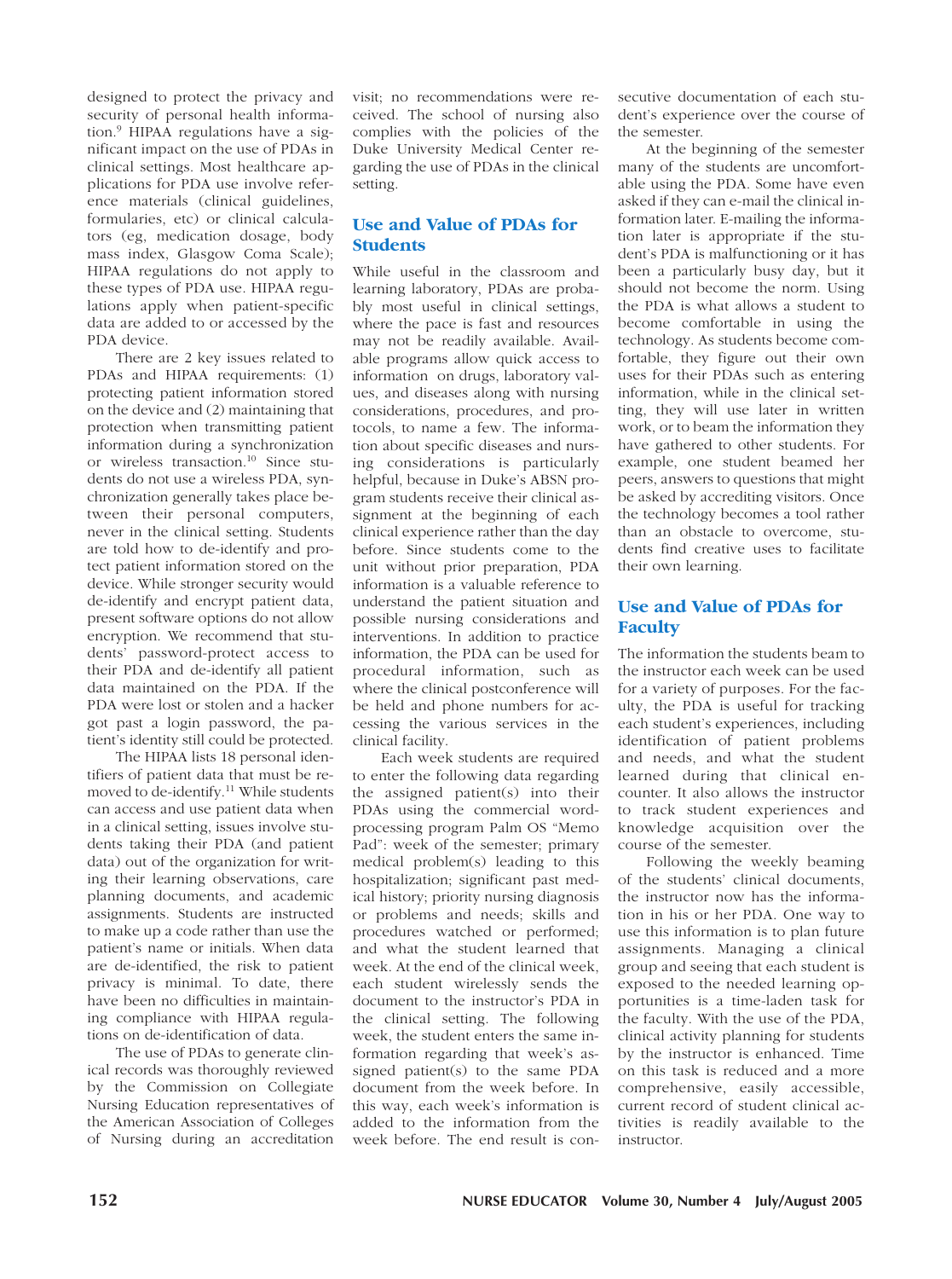designed to protect the privacy and security of personal health information.[9] HIPAA regulations have a significant impact on the use of PDAs in clinical settings. Most healthcare applications for PDA use involve reference materials (clinical guidelines, formularies, etc) or clinical calculators (eg, medication dosage, body mass index, Glasgow Coma Scale); HIPAA regulations do not apply to these types of PDA use. HIPAA regulations apply when patient-specific data are added to or accessed by the PDA device.

There are 2 key issues related to PDAs and HIPAA requirements: (1) protecting patient information stored on the device and (2) maintaining that protection when transmitting patient information during a synchronization or wireless transaction.[10] Since students do not use a wireless PDA, synchronization generally takes place between their personal computers, never in the clinical setting. Students are told how to de-identify and protect patient information stored on the device. While stronger security would de-identify and encrypt patient data, present software options do not allow encryption. We recommend that students' password-protect access to their PDA and de-identify all patient data maintained on the PDA. If the PDA were lost or stolen and a hacker got past a login password, the patient's identity still could be protected.

The HIPAA lists 18 personal identifiers of patient data that must be removed to de-identify.[11] While students can access and use patient data when in a clinical setting, issues involve students taking their PDA (and patient data) out of the organization for writing their learning observations, care planning documents, and academic assignments. Students are instructed to make up a code rather than use the patient's name or initials. When data are de-identified, the risk to patient privacy is minimal. To date, there have been no difficulties in maintaining compliance with HIPAA regulations on de-identification of data.

The use of PDAs to generate clinical records was thoroughly reviewed by the Commission on Collegiate Nursing Education representatives of the American Association of Colleges of Nursing during an accreditation visit; no recommendations were received. The school of nursing also complies with the policies of the Duke University Medical Center regarding the use of PDAs in the clinical setting.

## Use and Value of PDAs for Students

While useful in the classroom and learning laboratory, PDAs are probably most useful in clinical settings, where the pace is fast and resources may not be readily available. Available programs allow quick access to information on drugs, laboratory values, and diseases along with nursing considerations, procedures, and protocols, to name a few. The information about specific diseases and nursing considerations is particularly helpful, because in Duke's ABSN program students receive their clinical assignment at the beginning of each clinical experience rather than the day before. Since students come to the unit without prior preparation, PDA information is a valuable reference to understand the patient situation and possible nursing considerations and interventions. In addition to practice information, the PDA can be used for procedural information, such as where the clinical postconference will be held and phone numbers for accessing the various services in the clinical facility.

Each week students are required to enter the following data regarding the assigned patient(s) into their PDAs using the commercial word-processing program Palm OS "Memo Pad": week of the semester; primary medical problem(s) leading to this hospitalization; significant past medical history; priority nursing diagnosis or problems and needs; skills and procedures watched or performed; and what the student learned that week. At the end of the clinical week, each student wirelessly sends the document to the instructor's PDA in the clinical setting. The following week, the student enters the same information regarding that week's assigned patient(s) to the same PDA document from the week before. In this way, each week's information is added to the information from the week before. The end result is consecutive documentation of each student's experience over the course of the semester.

At the beginning of the semester many of the students are uncomfortable using the PDA. Some have even asked if they can e-mail the clinical information later. E-mailing the information later is appropriate if the student's PDA is malfunctioning or it has been a particularly busy day, but it should not become the norm. Using the PDA is what allows a student to become comfortable in using the technology. As students become comfortable, they figure out their own uses for their PDAs such as entering information, while in the clinical setting, they will use later in written work, or to beam the information they have gathered to other students. For example, one student beamed her peers, answers to questions that might be asked by accrediting visitors. Once the technology becomes a tool rather than an obstacle to overcome, students find creative uses to facilitate their own learning.

## Use and Value of PDAs for Faculty

The information the students beam to the instructor each week can be used for a variety of purposes. For the faculty, the PDA is useful for tracking each student's experiences, including identification of patient problems and needs, and what the student learned during that clinical encounter. It also allows the instructor to track student experiences and knowledge acquisition over the course of the semester.

Following the weekly beaming of the students' clinical documents, the instructor now has the information in his or her PDA. One way to use this information is to plan future assignments. Managing a clinical group and seeing that each student is exposed to the needed learning opportunities is a time-laden task for the faculty. With the use of the PDA, clinical activity planning for students by the instructor is enhanced. Time on this task is reduced and a more comprehensive, easily accessible, current record of student clinical activities is readily available to the instructor.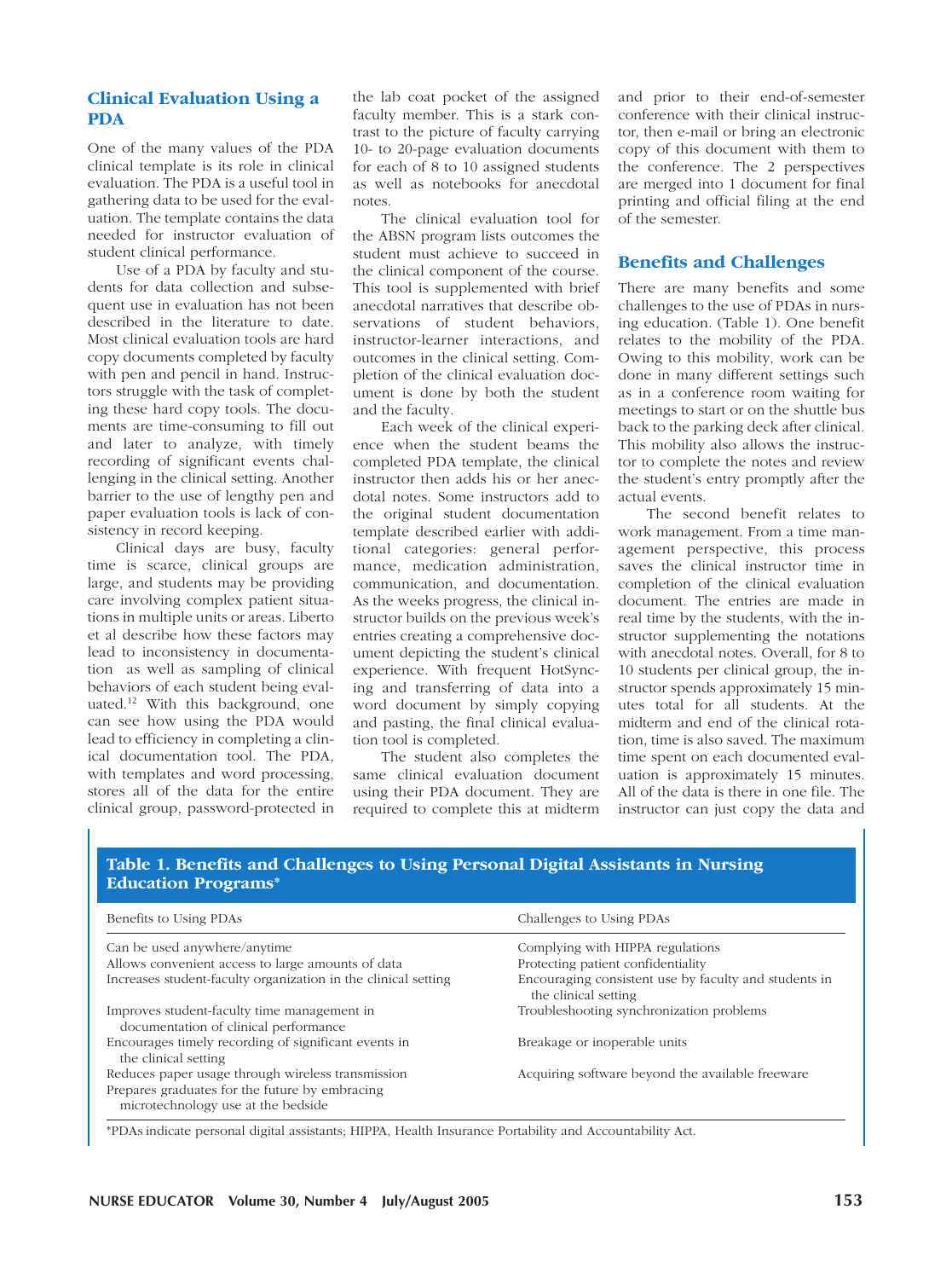## Clinical Evaluation Using a PDA

One of the many values of the PDA clinical template is its role in clinical evaluation. The PDA is a useful tool in gathering data to be used for the evaluation. The template contains the data needed for instructor evaluation of student clinical performance.

Use of a PDA by faculty and students for data collection and subsequent use in evaluation has not been described in the literature to date. Most clinical evaluation tools are hard copy documents completed by faculty with pen and pencil in hand. Instructors struggle with the task of completing these hard copy tools. The documents are time-consuming to fill out and later to analyze, with timely recording of significant events challenging in the clinical setting. Another barrier to the use of lengthy pen and paper evaluation tools is lack of consistency in record keeping.

Clinical days are busy, faculty time is scarce, clinical groups are large, and students may be providing care involving complex patient situations in multiple units or areas. Liberto et al describe how these factors may lead to inconsistency in documentation as well as sampling of clinical behaviors of each student being evaluated.[12] With this background, one can see how using the PDA would lead to efficiency in completing a clinical documentation tool. The PDA, with templates and word processing, stores all of the data for the entire clinical group, password-protected in the lab coat pocket of the assigned faculty member. This is a stark contrast to the picture of faculty carrying 10- to 20-page evaluation documents for each of 8 to 10 assigned students as well as notebooks for anecdotal notes.

The clinical evaluation tool for the ABSN program lists outcomes the student must achieve to succeed in the clinical component of the course. This tool is supplemented with brief anecdotal narratives that describe observations of student behaviors, instructor-learner interactions, and outcomes in the clinical setting. Completion of the clinical evaluation document is done by both the student and the faculty.

Each week of the clinical experience when the student beams the completed PDA template, the clinical instructor then adds his or her anecdotal notes. Some instructors add to the original student documentation template described earlier with additional categories: general performance, medication administration, communication, and documentation. As the weeks progress, the clinical instructor builds on the previous week's entries creating a comprehensive document depicting the student's clinical experience. With frequent HotSyncing and transferring of data into a word document by simply copying and pasting, the final clinical evaluation tool is completed.

The student also completes the same clinical evaluation document using their PDA document. They are required to complete this at midterm and prior to their end-of-semester conference with their clinical instructor, then e-mail or bring an electronic copy of this document with them to the conference. The 2 perspectives are merged into 1 document for final printing and official filing at the end of the semester.

## Benefits and Challenges

There are many benefits and some challenges to the use of PDAs in nursing education. (Table 1). One benefit relates to the mobility of the PDA. Owing to this mobility, work can be done in many different settings such as in a conference room waiting for meetings to start or on the shuttle bus back to the parking deck after clinical. This mobility also allows the instructor to complete the notes and review the student's entry promptly after the actual events.

The second benefit relates to work management. From a time management perspective, this process saves the clinical instructor time in completion of the clinical evaluation document. The entries are made in real time by the students, with the instructor supplementing the notations with anecdotal notes. Overall, for 8 to 10 students per clinical group, the instructor spends approximately 15 minutes total for all students. At the midterm and end of the clinical rotation, time is also saved. The maximum time spent on each documented evaluation is approximately 15 minutes. All of the data is there in one file. The instructor can just copy the data and

**Table 1. Benefits and Challenges to Using Personal Digital Assistants in Nursing Education Programs***

| Benefits to Using PDAs | Challenges to Using PDAs |
|---|---|
| Can be used anywhere/anytime | Complying with HIPPA regulations |
| Allows convenient access to large amounts of data | Protecting patient confidentiality |
| Increases student-faculty organization in the clinical setting | Encouraging consistent use by faculty and students in the clinical setting |
| Improves student-faculty time management in documentation of clinical performance | Troubleshooting synchronization problems |
| Encourages timely recording of significant events in the clinical setting | Breakage or inoperable units |
| Reduces paper usage through wireless transmission | Acquiring software beyond the available freeware |
| Prepares graduates for the future by embracing microtechnology use at the bedside | |

*PDAs indicate personal digital assistants; HIPPA, Health Insurance Portability and Accountability Act.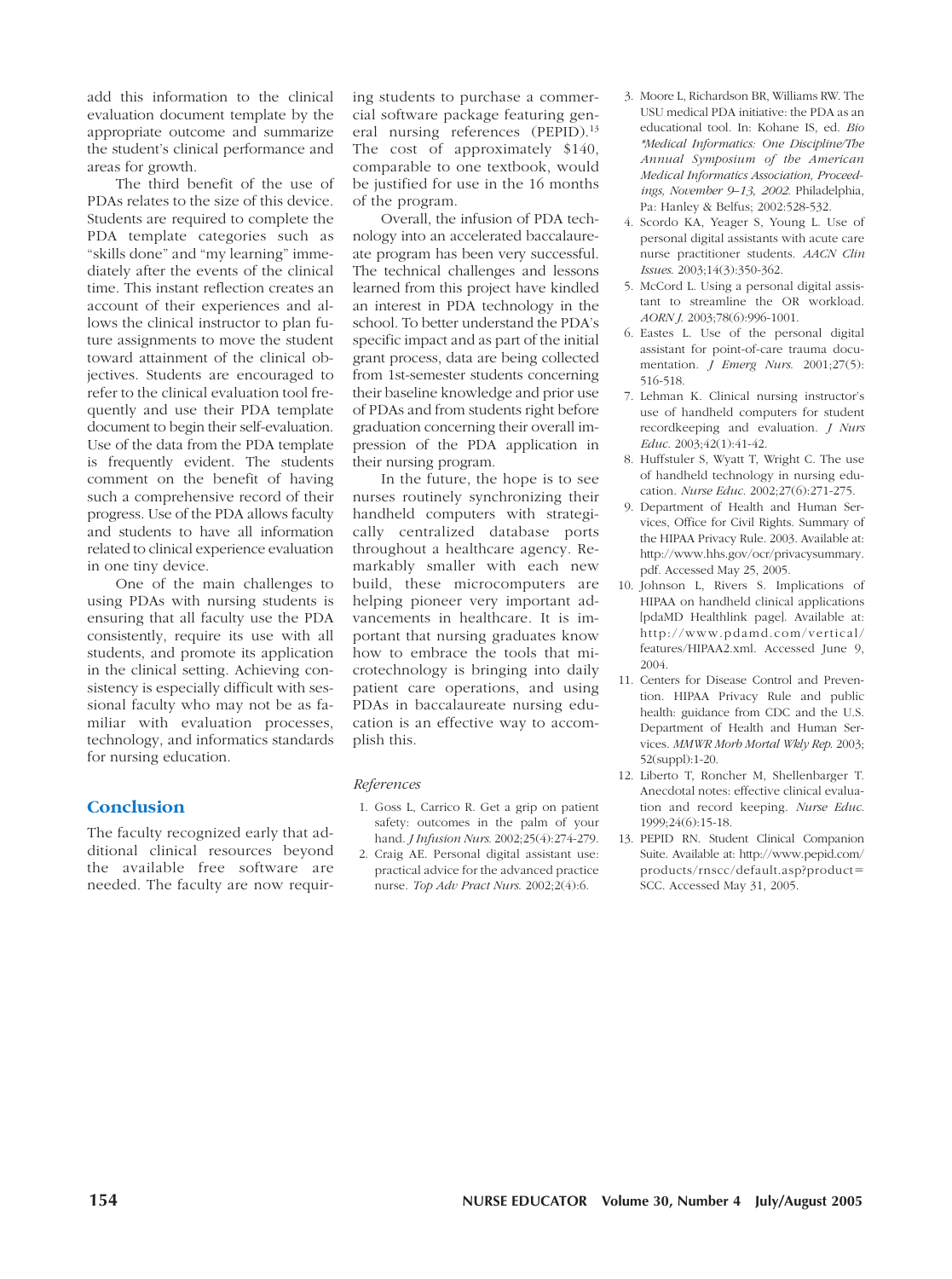add this information to the clinical evaluation document template by the appropriate outcome and summarize the student's clinical performance and areas for growth.

The third benefit of the use of PDAs relates to the size of this device. Students are required to complete the PDA template categories such as "skills done" and "my learning" immediately after the events of the clinical time. This instant reflection creates an account of their experiences and allows the clinical instructor to plan future assignments to move the student toward attainment of the clinical objectives. Students are encouraged to refer to the clinical evaluation tool frequently and use their PDA template document to begin their self-evaluation. Use of the data from the PDA template is frequently evident. The students comment on the benefit of having such a comprehensive record of their progress. Use of the PDA allows faculty and students to have all information related to clinical experience evaluation in one tiny device.

One of the main challenges to using PDAs with nursing students is ensuring that all faculty use the PDA consistently, require its use with all students, and promote its application in the clinical setting. Achieving consistency is especially difficult with sessional faculty who may not be as familiar with evaluation processes, technology, and informatics standards for nursing education.

## Conclusion

The faculty recognized early that additional clinical resources beyond the available free software are needed. The faculty are now requiring students to purchase a commercial software package featuring general nursing references (PEPID).[13] The cost of approximately $140, comparable to one textbook, would be justified for use in the 16 months of the program.

Overall, the infusion of PDA technology into an accelerated baccalaureate program has been very successful. The technical challenges and lessons learned from this project have kindled an interest in PDA technology in the school. To better understand the PDA's specific impact and as part of the initial grant process, data are being collected from 1st-semester students concerning their baseline knowledge and prior use of PDAs and from students right before graduation concerning their overall impression of the PDA application in their nursing program.

In the future, the hope is to see nurses routinely synchronizing their handheld computers with strategically centralized database ports throughout a healthcare agency. Remarkably smaller with each new build, these microcomputers are helping pioneer very important advancements in healthcare. It is important that nursing graduates know how to embrace the tools that microtechnology is bringing into daily patient care operations, and using PDAs in baccalaureate nursing education is an effective way to accomplish this.

*References*

1. Goss L, Carrico R. Get a grip on patient safety: outcomes in the palm of your hand. *J Infusion Nurs.* 2002;25(4):274-279.
2. Craig AE. Personal digital assistant use: practical advice for the advanced practice nurse. *Top Adv Pract Nurs.* 2002;2(4):6.
3. Moore L, Richardson BR, Williams RW. The USU medical PDA initiative: the PDA as an educational tool. In: Kohane IS, ed. *Bio *Medical Informatics: One Discipline/The Annual Symposium of the American Medical Informatics Association, Proceedings, November 9–13, 2002.* Philadelphia, Pa: Hanley & Belfus; 2002:528-532.
4. Scordo KA, Yeager S, Young L. Use of personal digital assistants with acute care nurse practitioner students. *AACN Clin Issues.* 2003;14(3):350-362.
5. McCord L. Using a personal digital assistant to streamline the OR workload. *AORN J.* 2003;78(6):996-1001.
6. Eastes L. Use of the personal digital assistant for point-of-care trauma documentation. *J Emerg Nurs.* 2001;27(5):516-518.
7. Lehman K. Clinical nursing instructor's use of handheld computers for student recordkeeping and evaluation. *J Nurs Educ.* 2003;42(1):41-42.
8. Huffstuler S, Wyatt T, Wright C. The use of handheld technology in nursing education. *Nurse Educ.* 2002;27(6):271-275.
9. Department of Health and Human Services, Office for Civil Rights. Summary of the HIPAA Privacy Rule. 2003. Available at: http://www.hhs.gov/ocr/privacysummary.pdf. Accessed May 25, 2005.
10. Johnson L, Rivers S. Implications of HIPAA on handheld clinical applications [pdaMD Healthlink page]. Available at: http://www.pdamd.com/vertical/features/HIPAA2.xml. Accessed June 9, 2004.
11. Centers for Disease Control and Prevention. HIPAA Privacy Rule and public health: guidance from CDC and the U.S. Department of Health and Human Services. *MMWR Morb Mortal Wkly Rep.* 2003;52(suppl):1-20.
12. Liberto T, Roncher M, Shellenbarger T. Anecdotal notes: effective clinical evaluation and record keeping. *Nurse Educ.* 1999;24(6):15-18.
13. PEPID RN. Student Clinical Companion Suite. Available at: http://www.pepid.com/products/rnscc/default.asp?product=SCC. Accessed May 31, 2005.